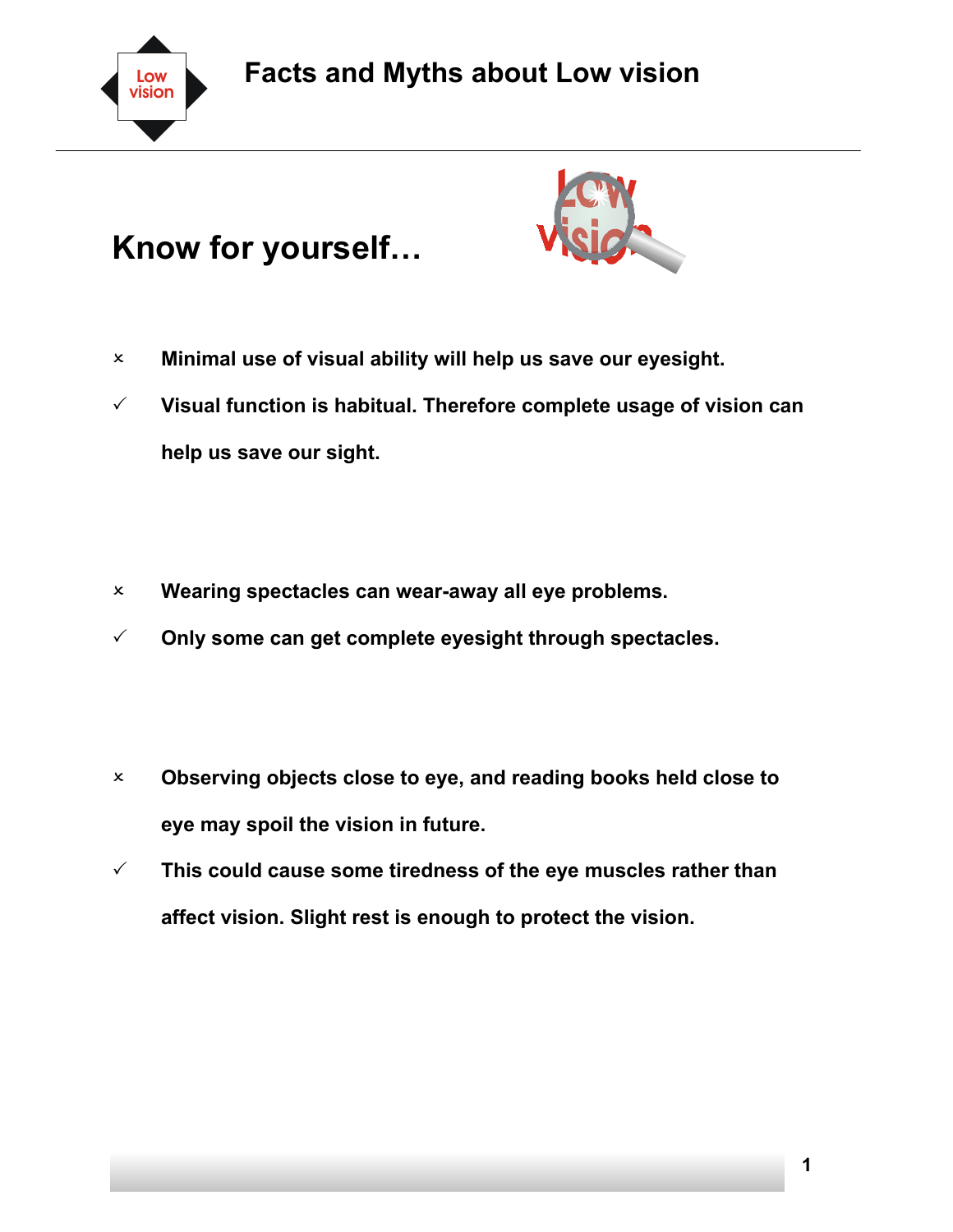# Facts and Myths about Low vision

## Know for yourself…

- × **Minimal use of visual ability will help us save our eyesight.**
- ✓ **Visual function is habitual. Therefore complete usage of vision can help us save our sight.**

- × **Wearing spectacles can wear-away all eye problems.**
- ✓ **Only some can get complete eyesight through spectacles.**

- × **Observing objects close to eye, and reading books held close to eye may spoil the vision in future.**
- ✓ **This could cause some tiredness of the eye muscles rather than affect vision. Slight rest is enough to protect the vision.**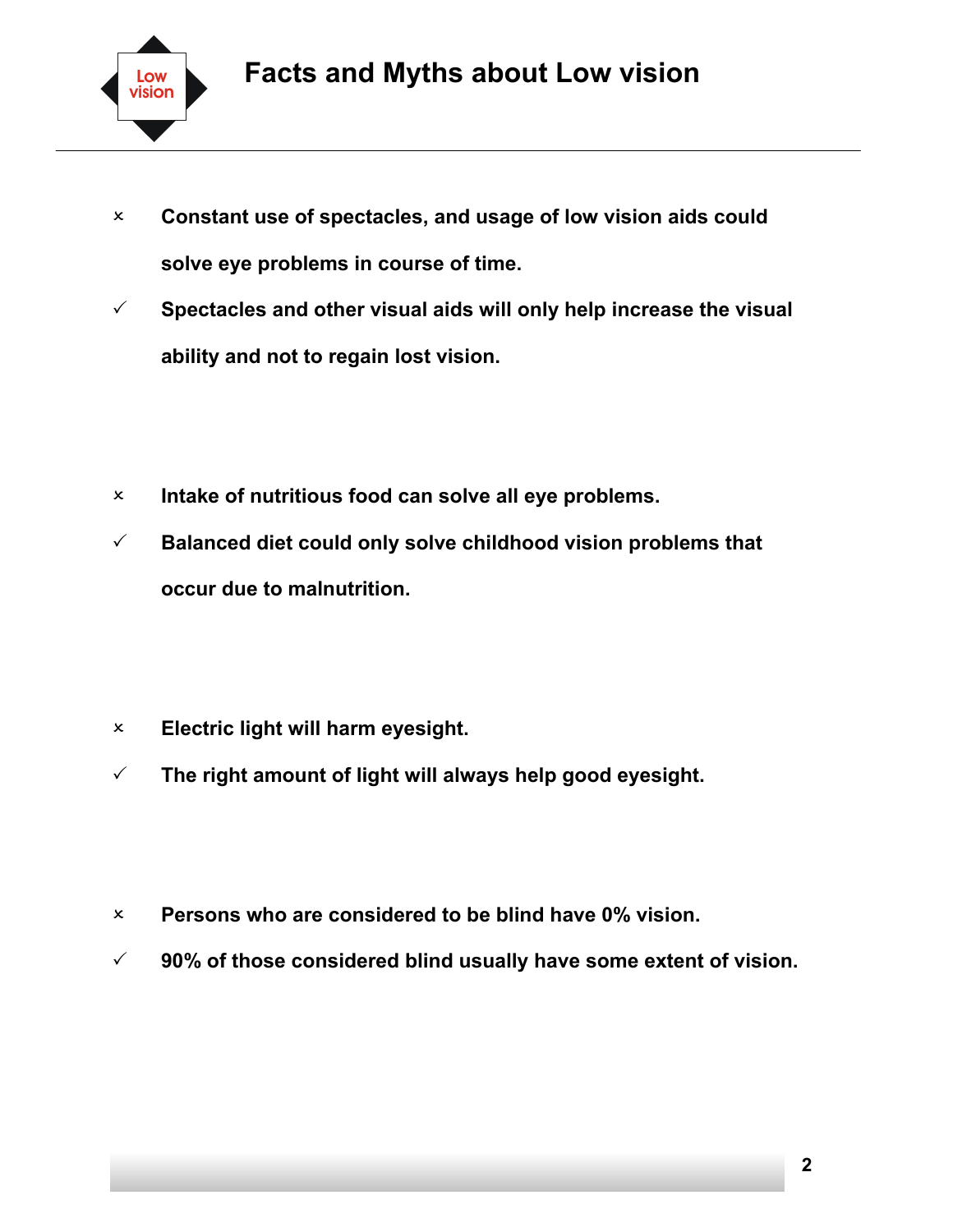# Facts and Myths about Low vision

- × **Constant use of spectacles, and usage of low vision aids could solve eye problems in course of time.**
- ✓ **Spectacles and other visual aids will only help increase the visual ability and not to regain lost vision.**

- × **Intake of nutritious food can solve all eye problems.**
- ✓ **Balanced diet could only solve childhood vision problems that occur due to malnutrition.**

- × **Electric light will harm eyesight.**
- ✓ **The right amount of light will always help good eyesight.**

- × **Persons who are considered to be blind have 0% vision.**
- ✓ **90% of those considered blind usually have some extent of vision.**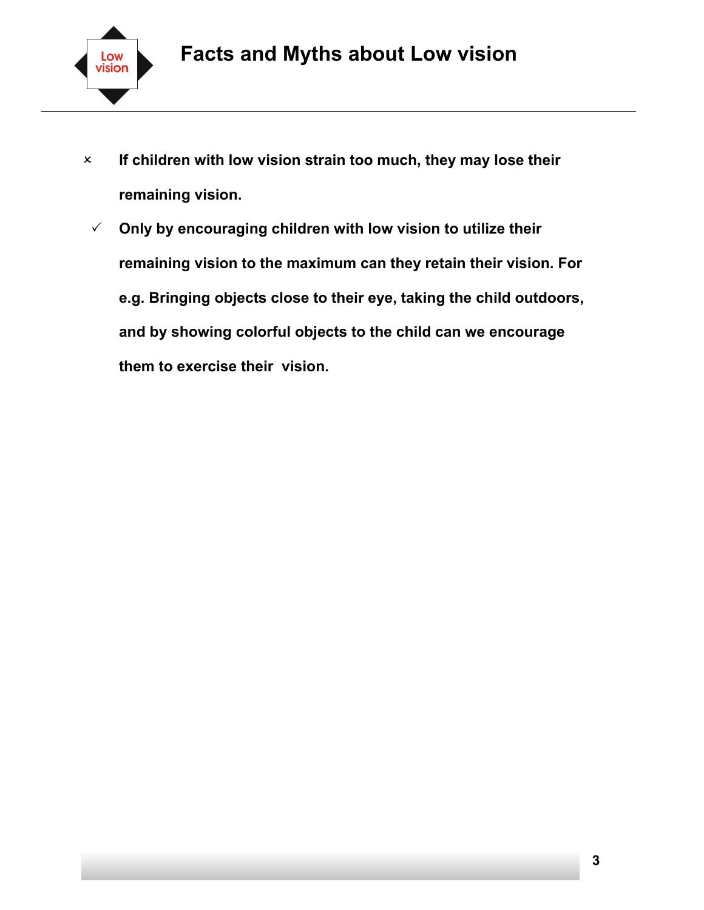# Facts and Myths about Low vision

- × **If children with low vision strain too much, they may lose their remaining vision.**
- ✓ **Only by encouraging children with low vision to utilize their remaining vision to the maximum can they retain their vision. For e.g. Bringing objects close to their eye, taking the child outdoors, and by showing colorful objects to the child can we encourage them to exercise their vision.**